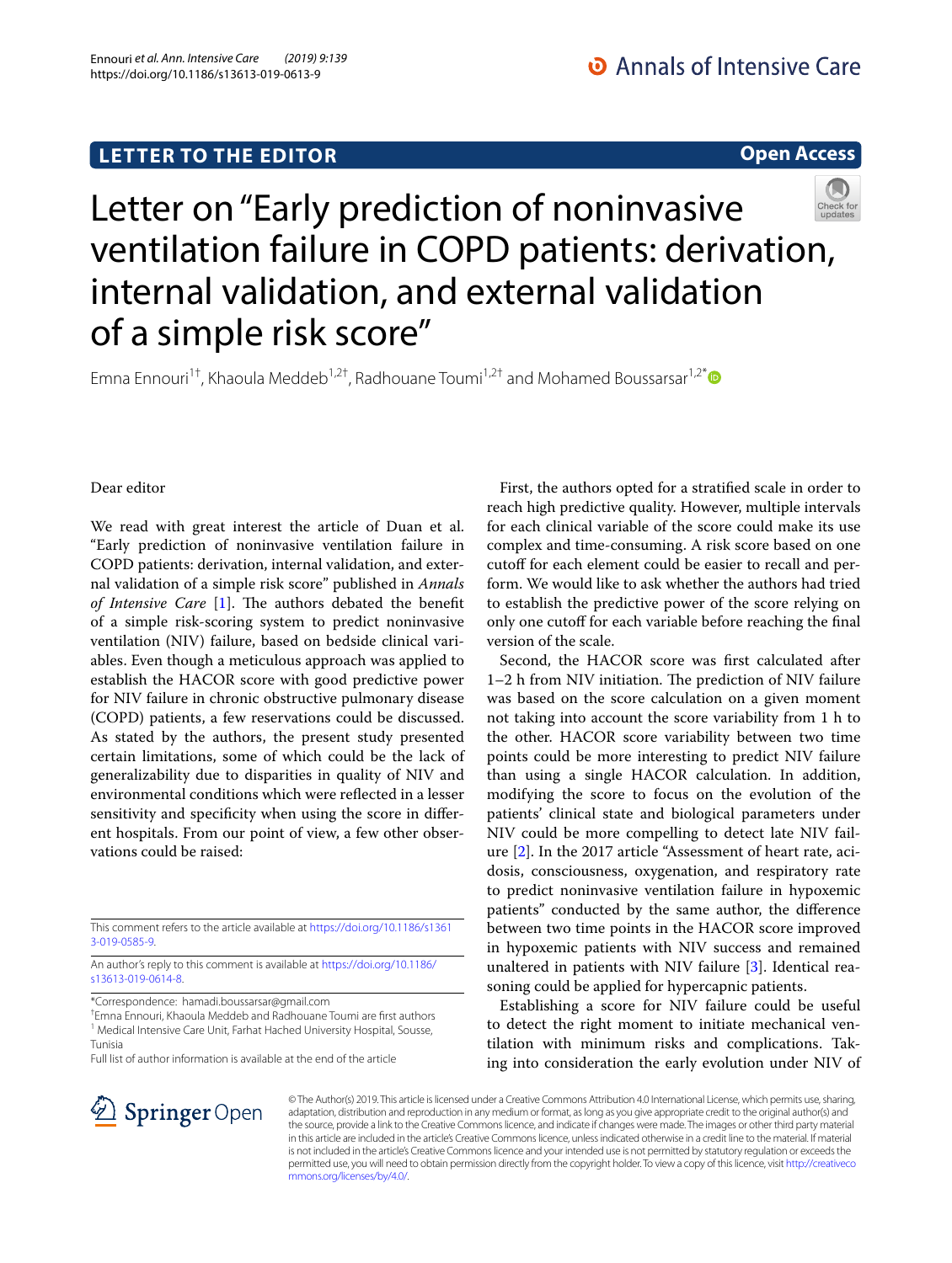**LETTER TO THE EDITOR** **Open Access**

# Letter on "Early prediction of noninvasive ventilation failure in COPD patients: derivation, internal validation, and external validation of a simple risk score"

Emna Ennouri[1†], Khaoula Meddeb[1,2†], Radhouane Toumi[1,2†] and Mohamed Boussarsar[1,2*]

Dear editor

We read with great interest the article of Duan et al. "Early prediction of noninvasive ventilation failure in COPD patients: derivation, internal validation, and external validation of a simple risk score" published in *Annals of Intensive Care* [1]. The authors debated the benefit of a simple risk-scoring system to predict noninvasive ventilation (NIV) failure, based on bedside clinical variables. Even though a meticulous approach was applied to establish the HACOR score with good predictive power for NIV failure in chronic obstructive pulmonary disease (COPD) patients, a few reservations could be discussed. As stated by the authors, the present study presented certain limitations, some of which could be the lack of generalizability due to disparities in quality of NIV and environmental conditions which were reflected in a lesser sensitivity and specificity when using the score in different hospitals. From our point of view, a few other observations could be raised:

First, the authors opted for a stratified scale in order to reach high predictive quality. However, multiple intervals for each clinical variable of the score could make its use complex and time-consuming. A risk score based on one cutoff for each element could be easier to recall and perform. We would like to ask whether the authors had tried to establish the predictive power of the score relying on only one cutoff for each variable before reaching the final version of the scale.

Second, the HACOR score was first calculated after 1–2 h from NIV initiation. The prediction of NIV failure was based on the score calculation on a given moment not taking into account the score variability from 1 h to the other. HACOR score variability between two time points could be more interesting to predict NIV failure than using a single HACOR calculation. In addition, modifying the score to focus on the evolution of the patients' clinical state and biological parameters under NIV could be more compelling to detect late NIV failure [2]. In the 2017 article "Assessment of heart rate, acidosis, consciousness, oxygenation, and respiratory rate to predict noninvasive ventilation failure in hypoxemic patients" conducted by the same author, the difference between two time points in the HACOR score improved in hypoxemic patients with NIV success and remained unaltered in patients with NIV failure [3]. Identical reasoning could be applied for hypercapnic patients.

Establishing a score for NIV failure could be useful to detect the right moment to initiate mechanical ventilation with minimum risks and complications. Taking into consideration the early evolution under NIV of

---

This comment refers to the article available at https://doi.org/10.1186/s13613-019-0585-9.

An author's reply to this comment is available at https://doi.org/10.1186/s13613-019-0614-8.

*Correspondence: hamadi.boussarsar@gmail.com

† Emna Ennouri, Khaoula Meddeb and Radhouane Toumi are first authors

[1] Medical Intensive Care Unit, Farhat Hached University Hospital, Sousse, Tunisia

Full list of author information is available at the end of the article

© The Author(s) 2019. This article is licensed under a Creative Commons Attribution 4.0 International License, which permits use, sharing, adaptation, distribution and reproduction in any medium or format, as long as you give appropriate credit to the original author(s) and the source, provide a link to the Creative Commons licence, and indicate if changes were made. The images or other third party material in this article are included in the article's Creative Commons licence, unless indicated otherwise in a credit line to the material. If material is not included in the article's Creative Commons licence and your intended use is not permitted by statutory regulation or exceeds the permitted use, you will need to obtain permission directly from the copyright holder. To view a copy of this licence, visit http://creativecommons.org/licenses/by/4.0/.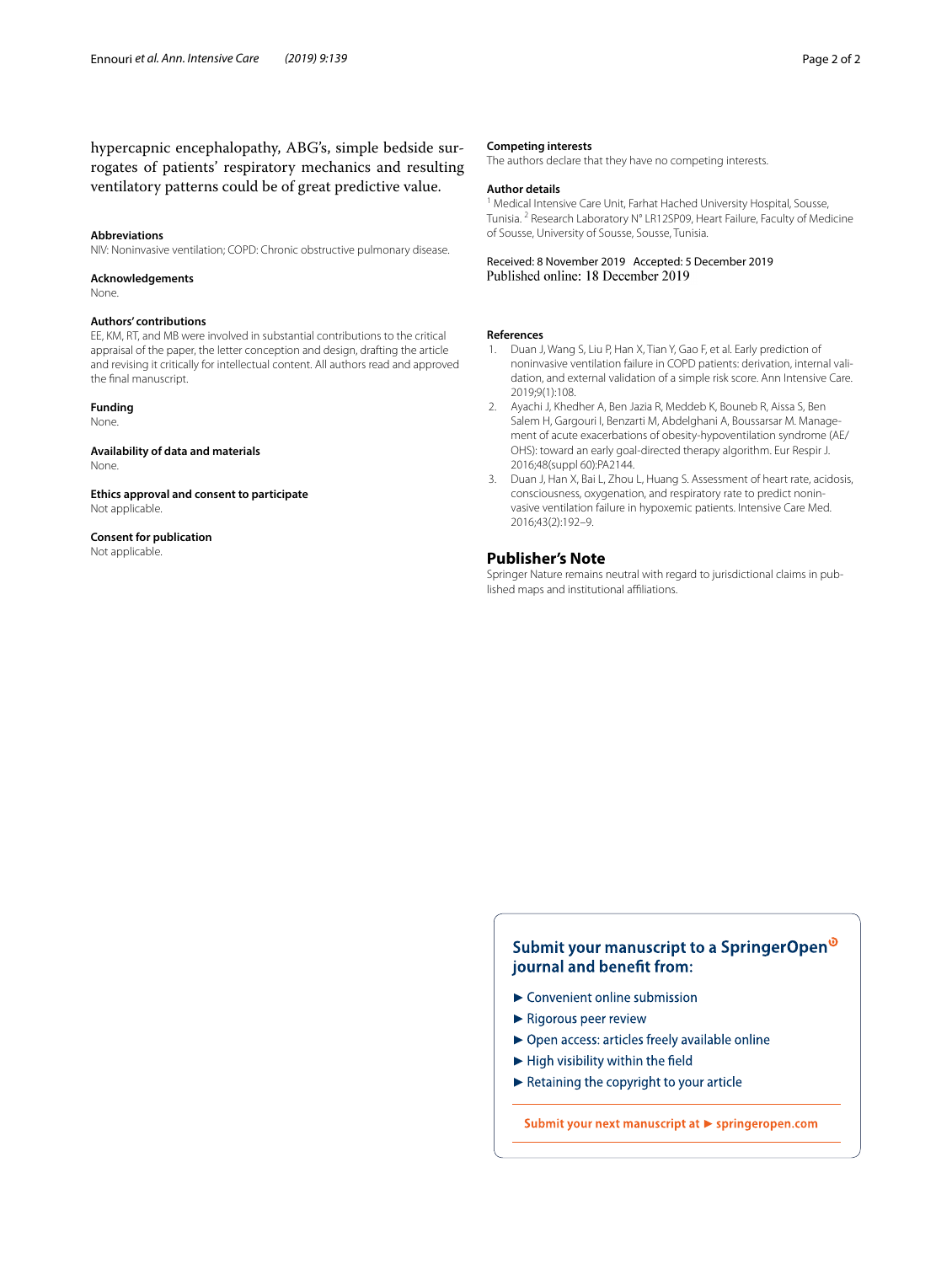hypercapnic encephalopathy, ABG's, simple bedside surrogates of patients' respiratory mechanics and resulting ventilatory patterns could be of great predictive value.

#### Abbreviations

NIV: Noninvasive ventilation; COPD: Chronic obstructive pulmonary disease.

#### Acknowledgements

None.

#### Authors' contributions

EE, KM, RT, and MB were involved in substantial contributions to the critical appraisal of the paper, the letter conception and design, drafting the article and revising it critically for intellectual content. All authors read and approved the final manuscript.

#### Funding

None.

#### Availability of data and materials

None.

#### Ethics approval and consent to participate

Not applicable.

#### Consent for publication

Not applicable.

#### Competing interests

The authors declare that they have no competing interests.

#### Author details

[1] Medical Intensive Care Unit, Farhat Hached University Hospital, Sousse, Tunisia. [2] Research Laboratory N° LR12SP09, Heart Failure, Faculty of Medicine of Sousse, University of Sousse, Sousse, Tunisia.

Received: 8 November 2019 Accepted: 5 December 2019
Published online: 18 December 2019

#### References

1. Duan J, Wang S, Liu P, Han X, Tian Y, Gao F, et al. Early prediction of noninvasive ventilation failure in COPD patients: derivation, internal validation, and external validation of a simple risk score. Ann Intensive Care. 2019;9(1):108.
2. Ayachi J, Khedher A, Ben Jazia R, Meddeb K, Bouneb R, Aissa S, Ben Salem H, Gargouri I, Benzarti M, Abdelghani A, Boussarsar M. Management of acute exacerbations of obesity-hypoventilation syndrome (AE/OHS): toward an early goal-directed therapy algorithm. Eur Respir J. 2016;48(suppl 60):PA2144.
3. Duan J, Han X, Bai L, Zhou L, Huang S. Assessment of heart rate, acidosis, consciousness, oxygenation, and respiratory rate to predict noninvasive ventilation failure in hypoxemic patients. Intensive Care Med. 2016;43(2):192–9.

## Publisher's Note

Springer Nature remains neutral with regard to jurisdictional claims in published maps and institutional affiliations.

**Submit your manuscript to a SpringerOpen journal and benefit from:**

- ► Convenient online submission
- ► Rigorous peer review
- ► Open access: articles freely available online
- ► High visibility within the field
- ► Retaining the copyright to your article

**Submit your next manuscript at ► springeropen.com**